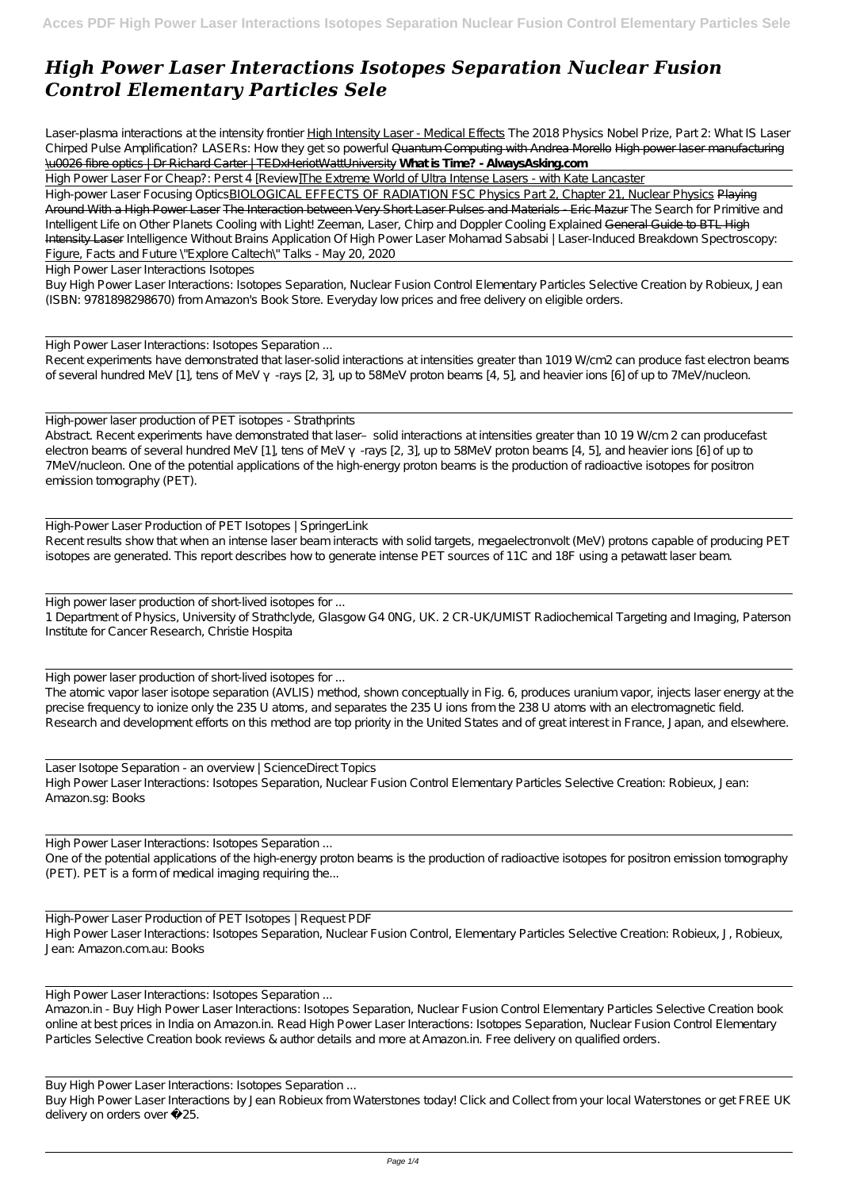# *High Power Laser Interactions Isotopes Separation Nuclear Fusion Control Elementary Particles Sele*

Laser-plasma interactions at the intensity frontier High Intensity Laser - Medical Effects The 2018 Physics Nobel Prize, Part 2: What IS Laser Chirped Pulse Amplification? LASERs: How they get so powerful Quantum Computing with Andrea Morello High power laser manufacturing \u0026 fibre optics | Dr Richard Carter | TEDxHeriotWattUniversity **What is Time? - AlwaysAsking.com**

High Power Laser For Cheap?: Perst 4 [Review]The Extreme World of Ultra Intense Lasers - with Kate Lancaster

High-power Laser Focusing OpticsBIOLOGICAL EFFECTS OF RADIATION FSC Physics Part 2, Chapter 21, Nuclear Physics Playing Around With a High Power Laser The Interaction between Very Short Laser Pulses and Materials - Eric Mazur The Search for Primitive and Intelligent Life on Other Planets Cooling with Light! Zeeman, Laser, Chirp and Doppler Cooling Explained General Guide to BTL High Intensity Laser Intelligence Without Brains Application Of High Power Laser Mohamad Sabsabi | Laser-Induced Breakdown Spectroscopy: Figure, Facts and Future \"Explore Caltech\" Talks - May 20, 2020

High Power Laser Interactions Isotopes

Buy High Power Laser Interactions: Isotopes Separation, Nuclear Fusion Control Elementary Particles Selective Creation by Robieux, Jean (ISBN: 9781898298670) from Amazon's Book Store. Everyday low prices and free delivery on eligible orders.

High Power Laser Interactions: Isotopes Separation ...

Recent experiments have demonstrated that laser-solid interactions at intensities greater than 1019 W/cm2 can produce fast electron beams of several hundred MeV [1], tens of MeV γ-rays [2, 3], up to 58MeV proton beams [4, 5], and heavier ions [6] of up to 7MeV/nucleon.

High-power laser production of PET isotopes - Strathprints

Abstract. Recent experiments have demonstrated that laser–solid interactions at intensities greater than 10 19 W/cm 2 can producefast electron beams of several hundred MeV [1], tens of MeV γ-rays [2, 3], up to 58MeV proton beams [4, 5], and heavier ions [6] of up to 7MeV/nucleon. One of the potential applications of the high-energy proton beams is the production of radioactive isotopes for positron emission tomography (PET).

High-Power Laser Production of PET Isotopes | SpringerLink

Recent results show that when an intense laser beam interacts with solid targets, megaelectronvolt (MeV) protons capable of producing PET isotopes are generated. This report describes how to generate intense PET sources of 11C and 18F using a petawatt laser beam.

High power laser production of short-lived isotopes for ...

1 Department of Physics, University of Strathclyde, Glasgow G4 0NG, UK. 2 CR-UK/UMIST Radiochemical Targeting and Imaging, Paterson Institute for Cancer Research, Christie Hospita

High power laser production of short-lived isotopes for ...

The atomic vapor laser isotope separation (AVLIS) method, shown conceptually in Fig. 6, produces uranium vapor, injects laser energy at the precise frequency to ionize only the 235 U atoms, and separates the 235 U ions from the 238 U atoms with an electromagnetic field. Research and development efforts on this method are top priority in the United States and of great interest in France, Japan, and elsewhere.

Laser Isotope Separation - an overview | ScienceDirect Topics

High Power Laser Interactions: Isotopes Separation, Nuclear Fusion Control Elementary Particles Selective Creation: Robieux, Jean: Amazon.sg: Books

High Power Laser Interactions: Isotopes Separation ...

One of the potential applications of the high-energy proton beams is the production of radioactive isotopes for positron emission tomography (PET). PET is a form of medical imaging requiring the...

High-Power Laser Production of PET Isotopes | Request PDF

High Power Laser Interactions: Isotopes Separation, Nuclear Fusion Control, Elementary Particles Selective Creation: Robieux, J, Robieux, Jean: Amazon.com.au: Books

High Power Laser Interactions: Isotopes Separation ...

Amazon.in - Buy High Power Laser Interactions: Isotopes Separation, Nuclear Fusion Control Elementary Particles Selective Creation book online at best prices in India on Amazon.in. Read High Power Laser Interactions: Isotopes Separation, Nuclear Fusion Control Elementary Particles Selective Creation book reviews & author details and more at Amazon.in. Free delivery on qualified orders.

Buy High Power Laser Interactions: Isotopes Separation ...

Buy High Power Laser Interactions by Jean Robieux from Waterstones today! Click and Collect from your local Waterstones or get FREE UK delivery on orders over £25.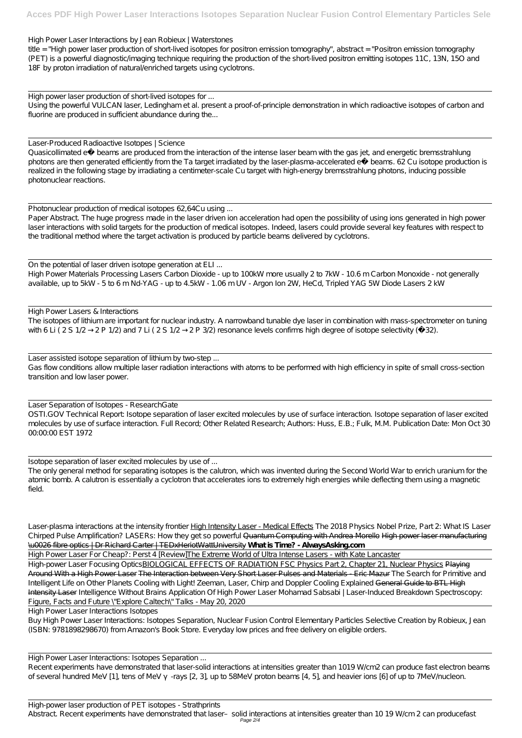High Power Laser Interactions by Jean Robieux | Waterstones

title = "High power laser production of short-lived isotopes for positron emission tomography", abstract = "Positron emission tomography (PET) is a powerful diagnostic/imaging technique requiring the production of the short-lived positron emitting isotopes 11C, 13N, 15O and 18F by proton irradiation of natural/enriched targets using cyclotrons.

High power laser production of short-lived isotopes for ...

Using the powerful VULCAN laser, Ledingham et al. present a proof-of-principle demonstration in which radioactive isotopes of carbon and fluorine are produced in sufficient abundance during the...

Laser-Produced Radioactive Isotopes | Science

Quasicollimated e− beams are produced from the interaction of the intense laser beam with the gas jet, and energetic bremsstrahlung photons are then generated efficiently from the Ta target irradiated by the laser-plasma-accelerated e− beams. 62 Cu isotope production is realized in the following stage by irradiating a centimeter-scale Cu target with high-energy bremsstrahlung photons, inducing possible photonuclear reactions.

Photonuclear production of medical isotopes 62,64Cu using ...

Paper Abstract. The huge progress made in the laser driven ion acceleration had open the possibility of using ions generated in high power laser interactions with solid targets for the production of medical isotopes. Indeed, lasers could provide several key features with respect to the traditional method where the target activation is produced by particle beams delivered by cyclotrons.

On the potential of laser driven isotope generation at ELI ...

High Power Materials Processing Lasers Carbon Dioxide - up to 100kW more usually 2 to 7kW - 10.6 m Carbon Monoxide - not generally available, up to 5kW - 5 to 6 m Nd-YAG - up to 4.5kW - 1.06 m UV - Argon Ion 2W, HeCd, Tripled YAG 5W Diode Lasers 2 kW

High Power Lasers & Interactions

The isotopes of lithium are important for nuclear industry. A narrowband tunable dye laser in combination with mass-spectrometer on tuning with 6 Li ( 2 S 1/2 → 2 P 1/2) and 7 Li ( 2 S 1/2 → 2 P 3/2) resonance levels confirms high degree of isotope selectivity (~32).

Laser assisted isotope separation of lithium by two-step ...

Gas flow conditions allow multiple laser radiation interactions with atoms to be performed with high efficiency in spite of small cross-section transition and low laser power.

Laser Separation of Isotopes - ResearchGate

OSTI.GOV Technical Report: Isotope separation of laser excited molecules by use of surface interaction. Isotope separation of laser excited molecules by use of surface interaction. Full Record; Other Related Research; Authors: Huss, E.B.; Fulk, M.M. Publication Date: Mon Oct 30 00:00:00 EST 1972

Isotope separation of laser excited molecules by use of ...

The only general method for separating isotopes is the calutron, which was invented during the Second World War to enrich uranium for the atomic bomb. A calutron is essentially a cyclotron that accelerates ions to extremely high energies while deflecting them using a magnetic field.

*Laser-plasma interactions at the intensity frontier* High Intensity Laser - Medical Effects *The 2018 Physics Nobel Prize, Part 2: What IS Laser Chirped Pulse Amplification? LASERs: How they get so powerful* ~~Quantum Computing with Andrea Morello~~ ~~High power laser manufacturing \u0026 fibre optics | Dr Richard Carter | TEDxHeriotWattUniversity~~ **What is Time? - AlwaysAsking.com**

High Power Laser For Cheap?: Perst 4 [Review]The Extreme World of Ultra Intense Lasers - with Kate Lancaster

High-power Laser Focusing OpticsBIOLOGICAL EFFECTS OF RADIATION FSC Physics Part 2, Chapter 21, Nuclear Physics ~~Playing Around With a High Power Laser~~ ~~The Interaction between Very Short Laser Pulses and Materials - Eric Mazur~~ *The Search for Primitive and Intelligent Life on Other Planets Cooling with Light! Zeeman, Laser, Chirp and Doppler Cooling Explained* ~~General Guide to BTL High Intensity Laser~~ *Intelligence Without Brains Application Of High Power Laser Mohamad Sabsabi | Laser-Induced Breakdown Spectroscopy: Figure, Facts and Future \"Explore Caltech\" Talks - May 20, 2020*

High Power Laser Interactions Isotopes

Buy High Power Laser Interactions: Isotopes Separation, Nuclear Fusion Control Elementary Particles Selective Creation by Robieux, Jean (ISBN: 9781898298670) from Amazon's Book Store. Everyday low prices and free delivery on eligible orders.

High Power Laser Interactions: Isotopes Separation ...

Recent experiments have demonstrated that laser-solid interactions at intensities greater than 1019 W/cm2 can produce fast electron beams of several hundred MeV [1], tens of MeV γ-rays [2, 3], up to 58MeV proton beams [4, 5], and heavier ions [6] of up to 7MeV/nucleon.

High-power laser production of PET isotopes - Strathprints

Abstract. Recent experiments have demonstrated that laser–solid interactions at intensities greater than 10 19 W/cm 2 can producefast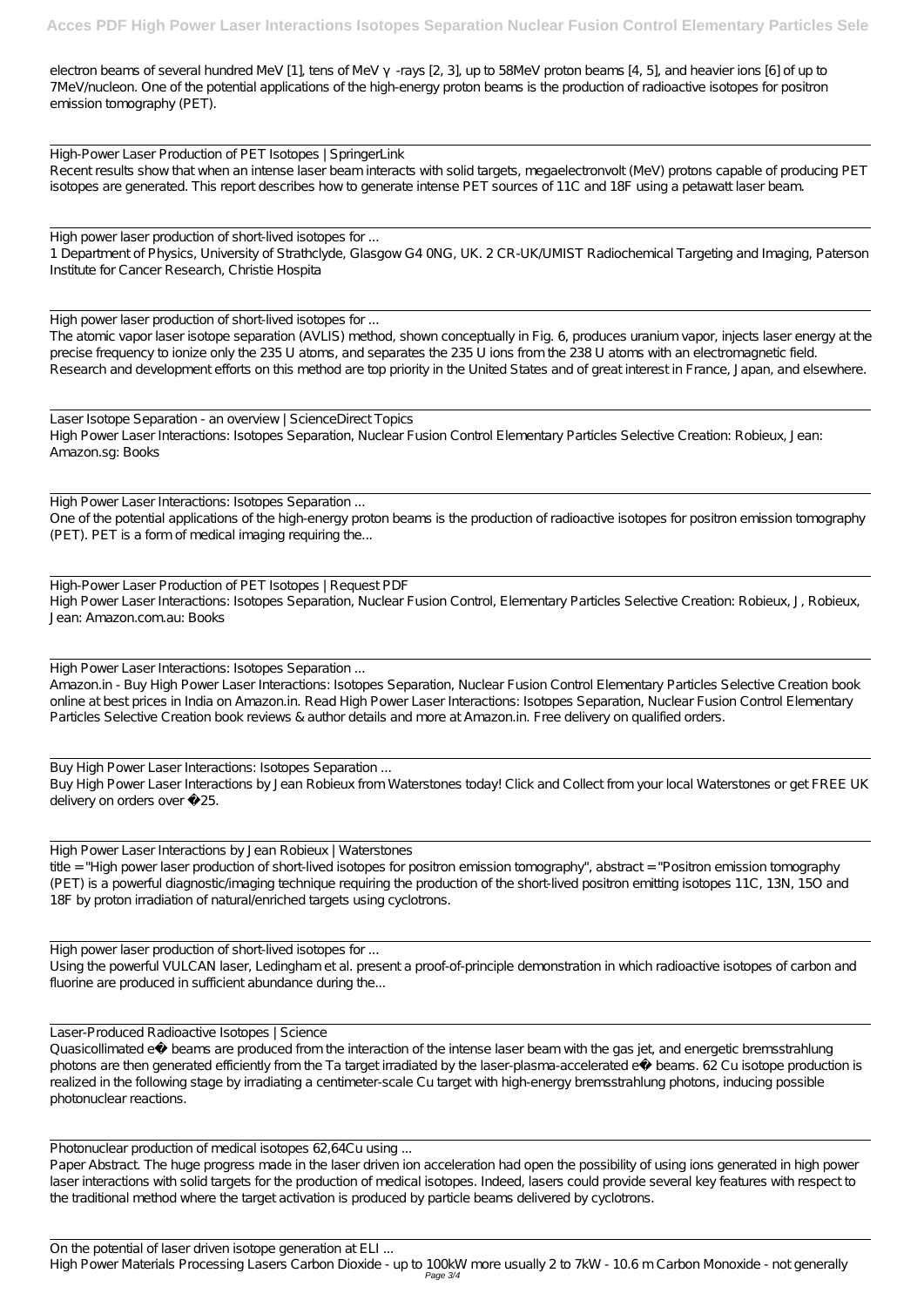electron beams of several hundred MeV [1], tens of MeV γ-rays [2, 3], up to 58MeV proton beams [4, 5], and heavier ions [6] of up to 7MeV/nucleon. One of the potential applications of the high-energy proton beams is the production of radioactive isotopes for positron emission tomography (PET).

High-Power Laser Production of PET Isotopes | SpringerLink
Recent results show that when an intense laser beam interacts with solid targets, megaelectronvolt (MeV) protons capable of producing PET isotopes are generated. This report describes how to generate intense PET sources of 11C and 18F using a petawatt laser beam.

High power laser production of short-lived isotopes for ...
1 Department of Physics, University of Strathclyde, Glasgow G4 0NG, UK. 2 CR-UK/UMIST Radiochemical Targeting and Imaging, Paterson Institute for Cancer Research, Christie Hospita

High power laser production of short-lived isotopes for ...
The atomic vapor laser isotope separation (AVLIS) method, shown conceptually in Fig. 6, produces uranium vapor, injects laser energy at the precise frequency to ionize only the 235 U atoms, and separates the 235 U ions from the 238 U atoms with an electromagnetic field. Research and development efforts on this method are top priority in the United States and of great interest in France, Japan, and elsewhere.

Laser Isotope Separation - an overview | ScienceDirect Topics
High Power Laser Interactions: Isotopes Separation, Nuclear Fusion Control Elementary Particles Selective Creation: Robieux, Jean: Amazon.sg: Books

High Power Laser Interactions: Isotopes Separation ...
One of the potential applications of the high-energy proton beams is the production of radioactive isotopes for positron emission tomography (PET). PET is a form of medical imaging requiring the...

High-Power Laser Production of PET Isotopes | Request PDF
High Power Laser Interactions: Isotopes Separation, Nuclear Fusion Control, Elementary Particles Selective Creation: Robieux, J, Robieux, Jean: Amazon.com.au: Books

High Power Laser Interactions: Isotopes Separation ...
Amazon.in - Buy High Power Laser Interactions: Isotopes Separation, Nuclear Fusion Control Elementary Particles Selective Creation book online at best prices in India on Amazon.in. Read High Power Laser Interactions: Isotopes Separation, Nuclear Fusion Control Elementary Particles Selective Creation book reviews & author details and more at Amazon.in. Free delivery on qualified orders.

Buy High Power Laser Interactions: Isotopes Separation ...
Buy High Power Laser Interactions by Jean Robieux from Waterstones today! Click and Collect from your local Waterstones or get FREE UK delivery on orders over £25.

High Power Laser Interactions by Jean Robieux | Waterstones
title = "High power laser production of short-lived isotopes for positron emission tomography", abstract = "Positron emission tomography (PET) is a powerful diagnostic/imaging technique requiring the production of the short-lived positron emitting isotopes 11C, 13N, 15O and 18F by proton irradiation of natural/enriched targets using cyclotrons.

High power laser production of short-lived isotopes for ...
Using the powerful VULCAN laser, Ledingham et al. present a proof-of-principle demonstration in which radioactive isotopes of carbon and fluorine are produced in sufficient abundance during the...

Laser-Produced Radioactive Isotopes | Science
Quasicollimated e− beams are produced from the interaction of the intense laser beam with the gas jet, and energetic bremsstrahlung photons are then generated efficiently from the Ta target irradiated by the laser-plasma-accelerated e− beams. 62 Cu isotope production is realized in the following stage by irradiating a centimeter-scale Cu target with high-energy bremsstrahlung photons, inducing possible photonuclear reactions.

Photonuclear production of medical isotopes 62,64Cu using ...
Paper Abstract. The huge progress made in the laser driven ion acceleration had open the possibility of using ions generated in high power laser interactions with solid targets for the production of medical isotopes. Indeed, lasers could provide several key features with respect to the traditional method where the target activation is produced by particle beams delivered by cyclotrons.

On the potential of laser driven isotope generation at ELI ...
High Power Materials Processing Lasers Carbon Dioxide - up to 100kW more usually 2 to 7kW - 10.6 m Carbon Monoxide - not generally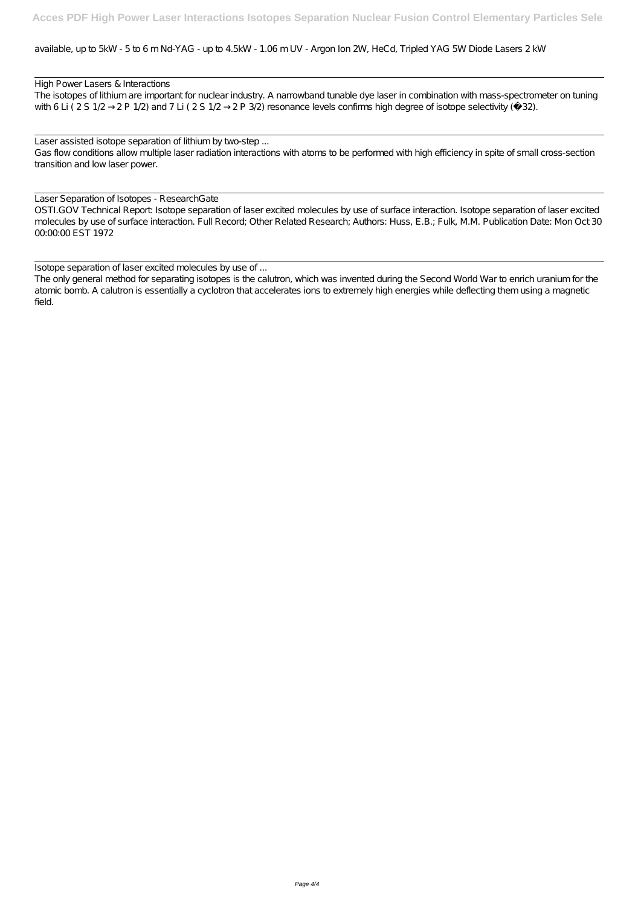available, up to 5kW - 5 to 6 m Nd-YAG - up to 4.5kW - 1.06 m UV - Argon Ion 2W, HeCd, Tripled YAG 5W Diode Lasers 2 kW

High Power Lasers & Interactions

The isotopes of lithium are important for nuclear industry. A narrowband tunable dye laser in combination with mass-spectrometer on tuning with 6 Li ( 2 S 1/2 → 2 P 1/2) and 7 Li ( 2 S 1/2 → 2 P 3/2) resonance levels confirms high degree of isotope selectivity (�32).

Laser assisted isotope separation of lithium by two-step ...

Gas flow conditions allow multiple laser radiation interactions with atoms to be performed with high efficiency in spite of small cross-section transition and low laser power.

Laser Separation of Isotopes - ResearchGate

OSTI.GOV Technical Report: Isotope separation of laser excited molecules by use of surface interaction. Isotope separation of laser excited molecules by use of surface interaction. Full Record; Other Related Research; Authors: Huss, E.B.; Fulk, M.M. Publication Date: Mon Oct 30 00:00:00 EST 1972

Isotope separation of laser excited molecules by use of ...

The only general method for separating isotopes is the calutron, which was invented during the Second World War to enrich uranium for the atomic bomb. A calutron is essentially a cyclotron that accelerates ions to extremely high energies while deflecting them using a magnetic field.